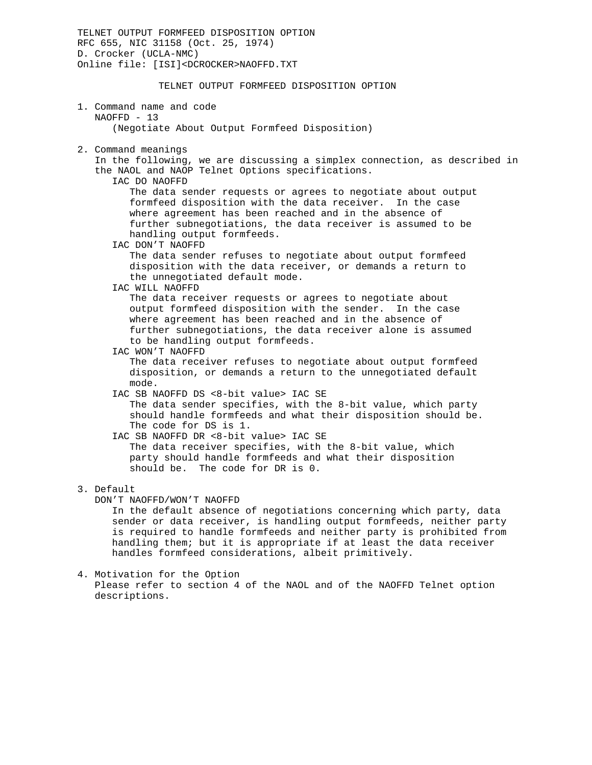TELNET OUTPUT FORMFEED DISPOSITION OPTION
RFC 655, NIC 31158 (Oct. 25, 1974)
D. Crocker (UCLA-NMC)
Online file: [ISI]<DCROCKER>NAOFFD.TXT

# TELNET OUTPUT FORMFEED DISPOSITION OPTION

1. Command name and code

   NAOFFD - 13

   (Negotiate About Output Formfeed Disposition)

2. Command meanings

   In the following, we are discussing a simplex connection, as described in the NAOL and NAOP Telnet Options specifications.

   IAC DO NAOFFD

   The data sender requests or agrees to negotiate about output formfeed disposition with the data receiver. In the case where agreement has been reached and in the absence of further subnegotiations, the data receiver is assumed to be handling output formfeeds.

   IAC DON'T NAOFFD

   The data sender refuses to negotiate about output formfeed disposition with the data receiver, or demands a return to the unnegotiated default mode.

   IAC WILL NAOFFD

   The data receiver requests or agrees to negotiate about output formfeed disposition with the sender. In the case where agreement has been reached and in the absence of further subnegotiations, the data receiver alone is assumed to be handling output formfeeds.

   IAC WON'T NAOFFD

   The data receiver refuses to negotiate about output formfeed disposition, or demands a return to the unnegotiated default mode.

   IAC SB NAOFFD DS <8-bit value> IAC SE

   The data sender specifies, with the 8-bit value, which party should handle formfeeds and what their disposition should be. The code for DS is 1.

   IAC SB NAOFFD DR <8-bit value> IAC SE

   The data receiver specifies, with the 8-bit value, which party should handle formfeeds and what their disposition should be. The code for DR is 0.

3. Default

   DON'T NAOFFD/WON'T NAOFFD

   In the default absence of negotiations concerning which party, data sender or data receiver, is handling output formfeeds, neither party is required to handle formfeeds and neither party is prohibited from handling them; but it is appropriate if at least the data receiver handles formfeed considerations, albeit primitively.

4. Motivation for the Option

   Please refer to section 4 of the NAOL and of the NAOFFD Telnet option descriptions.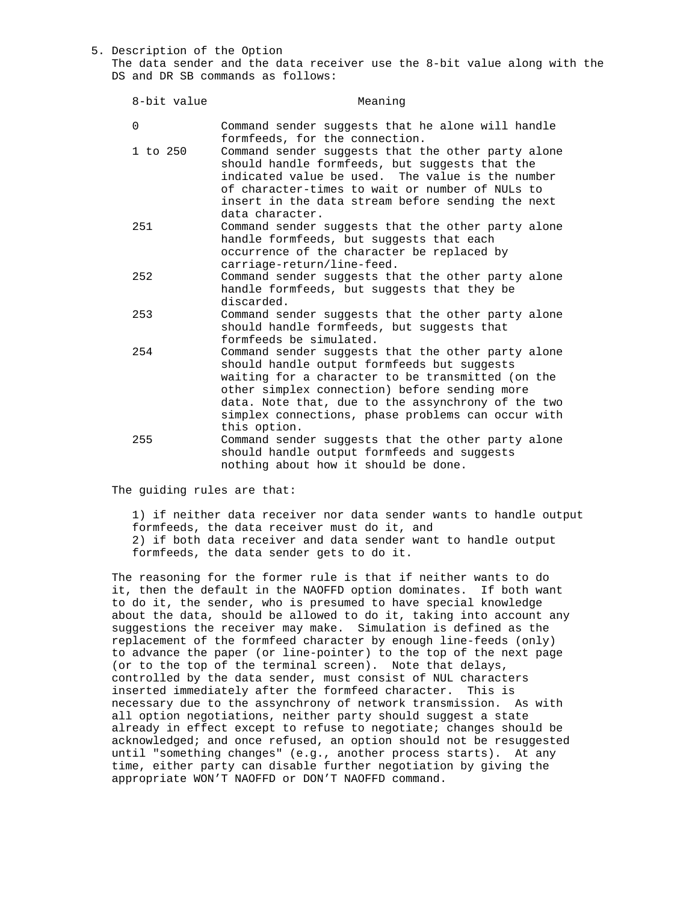## 5. Description of the Option

The data sender and the data receiver use the 8-bit value along with the DS and DR SB commands as follows:

| 8-bit value | Meaning |
| --- | --- |
| 0 | Command sender suggests that he alone will handle formfeeds, for the connection. |
| 1 to 250 | Command sender suggests that the other party alone should handle formfeeds, but suggests that the indicated value be used. The value is the number of character-times to wait or number of NULs to insert in the data stream before sending the next data character. |
| 251 | Command sender suggests that the other party alone handle formfeeds, but suggests that each occurrence of the character be replaced by carriage-return/line-feed. |
| 252 | Command sender suggests that the other party alone handle formfeeds, but suggests that they be discarded. |
| 253 | Command sender suggests that the other party alone should handle formfeeds, but suggests that formfeeds be simulated. |
| 254 | Command sender suggests that the other party alone should handle output formfeeds but suggests waiting for a character to be transmitted (on the other simplex connection) before sending more data. Note that, due to the assynchrony of the two simplex connections, phase problems can occur with this option. |
| 255 | Command sender suggests that the other party alone should handle output formfeeds and suggests nothing about how it should be done. |

The guiding rules are that:

1) if neither data receiver nor data sender wants to handle output formfeeds, the data receiver must do it, and
2) if both data receiver and data sender want to handle output formfeeds, the data sender gets to do it.

The reasoning for the former rule is that if neither wants to do it, then the default in the NAOFFD option dominates. If both want to do it, the sender, who is presumed to have special knowledge about the data, should be allowed to do it, taking into account any suggestions the receiver may make. Simulation is defined as the replacement of the formfeed character by enough line-feeds (only) to advance the paper (or line-pointer) to the top of the next page (or to the top of the terminal screen). Note that delays, controlled by the data sender, must consist of NUL characters inserted immediately after the formfeed character. This is necessary due to the assynchrony of network transmission. As with all option negotiations, neither party should suggest a state already in effect except to refuse to negotiate; changes should be acknowledged; and once refused, an option should not be resuggested until "something changes" (e.g., another process starts). At any time, either party can disable further negotiation by giving the appropriate WON'T NAOFFD or DON'T NAOFFD command.